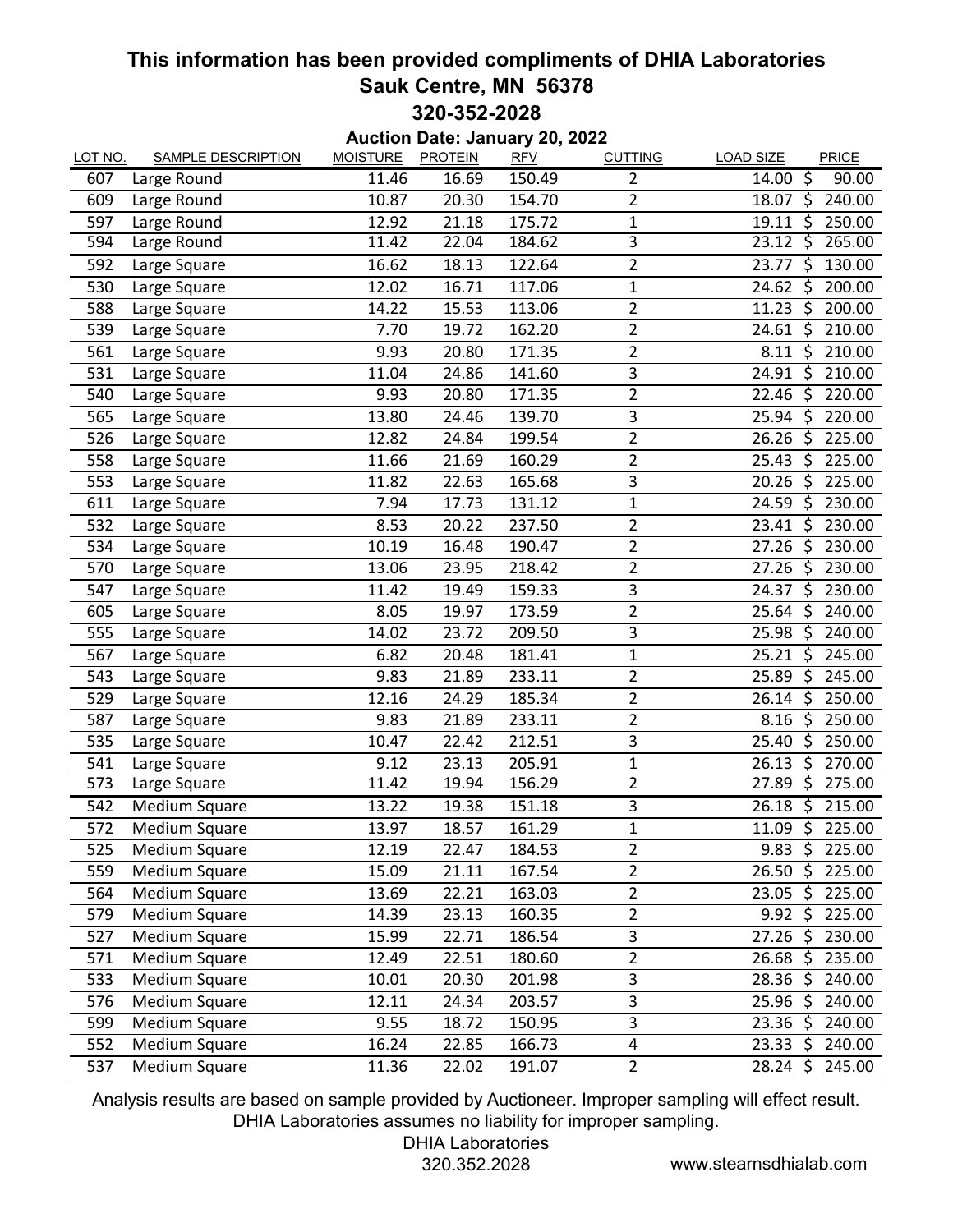# This information has been provided compliments of DHIA Laboratories

## Sauk Centre, MN 56378

## 320-352-2028

### Auction Date: January 20, 2022

| LOT NO. | SAMPLE DESCRIPTION | MOISTURE | PROTEIN | RFV | CUTTING | LOAD SIZE | PRICE |
|---|---|---|---|---|---|---|---|
| 607 | Large Round | 11.46 | 16.69 | 150.49 | 2 | 14.00 | $ 90.00 |
| 609 | Large Round | 10.87 | 20.30 | 154.70 | 2 | 18.07 | $ 240.00 |
| 597 | Large Round | 12.92 | 21.18 | 175.72 | 1 | 19.11 | $ 250.00 |
| 594 | Large Round | 11.42 | 22.04 | 184.62 | 3 | 23.12 | $ 265.00 |
| 592 | Large Square | 16.62 | 18.13 | 122.64 | 2 | 23.77 | $ 130.00 |
| 530 | Large Square | 12.02 | 16.71 | 117.06 | 1 | 24.62 | $ 200.00 |
| 588 | Large Square | 14.22 | 15.53 | 113.06 | 2 | 11.23 | $ 200.00 |
| 539 | Large Square | 7.70 | 19.72 | 162.20 | 2 | 24.61 | $ 210.00 |
| 561 | Large Square | 9.93 | 20.80 | 171.35 | 2 | 8.11 | $ 210.00 |
| 531 | Large Square | 11.04 | 24.86 | 141.60 | 3 | 24.91 | $ 210.00 |
| 540 | Large Square | 9.93 | 20.80 | 171.35 | 2 | 22.46 | $ 220.00 |
| 565 | Large Square | 13.80 | 24.46 | 139.70 | 3 | 25.94 | $ 220.00 |
| 526 | Large Square | 12.82 | 24.84 | 199.54 | 2 | 26.26 | $ 225.00 |
| 558 | Large Square | 11.66 | 21.69 | 160.29 | 2 | 25.43 | $ 225.00 |
| 553 | Large Square | 11.82 | 22.63 | 165.68 | 3 | 20.26 | $ 225.00 |
| 611 | Large Square | 7.94 | 17.73 | 131.12 | 1 | 24.59 | $ 230.00 |
| 532 | Large Square | 8.53 | 20.22 | 237.50 | 2 | 23.41 | $ 230.00 |
| 534 | Large Square | 10.19 | 16.48 | 190.47 | 2 | 27.26 | $ 230.00 |
| 570 | Large Square | 13.06 | 23.95 | 218.42 | 2 | 27.26 | $ 230.00 |
| 547 | Large Square | 11.42 | 19.49 | 159.33 | 3 | 24.37 | $ 230.00 |
| 605 | Large Square | 8.05 | 19.97 | 173.59 | 2 | 25.64 | $ 240.00 |
| 555 | Large Square | 14.02 | 23.72 | 209.50 | 3 | 25.98 | $ 240.00 |
| 567 | Large Square | 6.82 | 20.48 | 181.41 | 1 | 25.21 | $ 245.00 |
| 543 | Large Square | 9.83 | 21.89 | 233.11 | 2 | 25.89 | $ 245.00 |
| 529 | Large Square | 12.16 | 24.29 | 185.34 | 2 | 26.14 | $ 250.00 |
| 587 | Large Square | 9.83 | 21.89 | 233.11 | 2 | 8.16 | $ 250.00 |
| 535 | Large Square | 10.47 | 22.42 | 212.51 | 3 | 25.40 | $ 250.00 |
| 541 | Large Square | 9.12 | 23.13 | 205.91 | 1 | 26.13 | $ 270.00 |
| 573 | Large Square | 11.42 | 19.94 | 156.29 | 2 | 27.89 | $ 275.00 |
| 542 | Medium Square | 13.22 | 19.38 | 151.18 | 3 | 26.18 | $ 215.00 |
| 572 | Medium Square | 13.97 | 18.57 | 161.29 | 1 | 11.09 | $ 225.00 |
| 525 | Medium Square | 12.19 | 22.47 | 184.53 | 2 | 9.83 | $ 225.00 |
| 559 | Medium Square | 15.09 | 21.11 | 167.54 | 2 | 26.50 | $ 225.00 |
| 564 | Medium Square | 13.69 | 22.21 | 163.03 | 2 | 23.05 | $ 225.00 |
| 579 | Medium Square | 14.39 | 23.13 | 160.35 | 2 | 9.92 | $ 225.00 |
| 527 | Medium Square | 15.99 | 22.71 | 186.54 | 3 | 27.26 | $ 230.00 |
| 571 | Medium Square | 12.49 | 22.51 | 180.60 | 2 | 26.68 | $ 235.00 |
| 533 | Medium Square | 10.01 | 20.30 | 201.98 | 3 | 28.36 | $ 240.00 |
| 576 | Medium Square | 12.11 | 24.34 | 203.57 | 3 | 25.96 | $ 240.00 |
| 599 | Medium Square | 9.55 | 18.72 | 150.95 | 3 | 23.36 | $ 240.00 |
| 552 | Medium Square | 16.24 | 22.85 | 166.73 | 4 | 23.33 | $ 240.00 |
| 537 | Medium Square | 11.36 | 22.02 | 191.07 | 2 | 28.24 | $ 245.00 |

Analysis results are based on sample provided by Auctioneer. Improper sampling will effect result. DHIA Laboratories assumes no liability for improper sampling.

DHIA Laboratories
320.352.2028

www.stearnsdhialab.com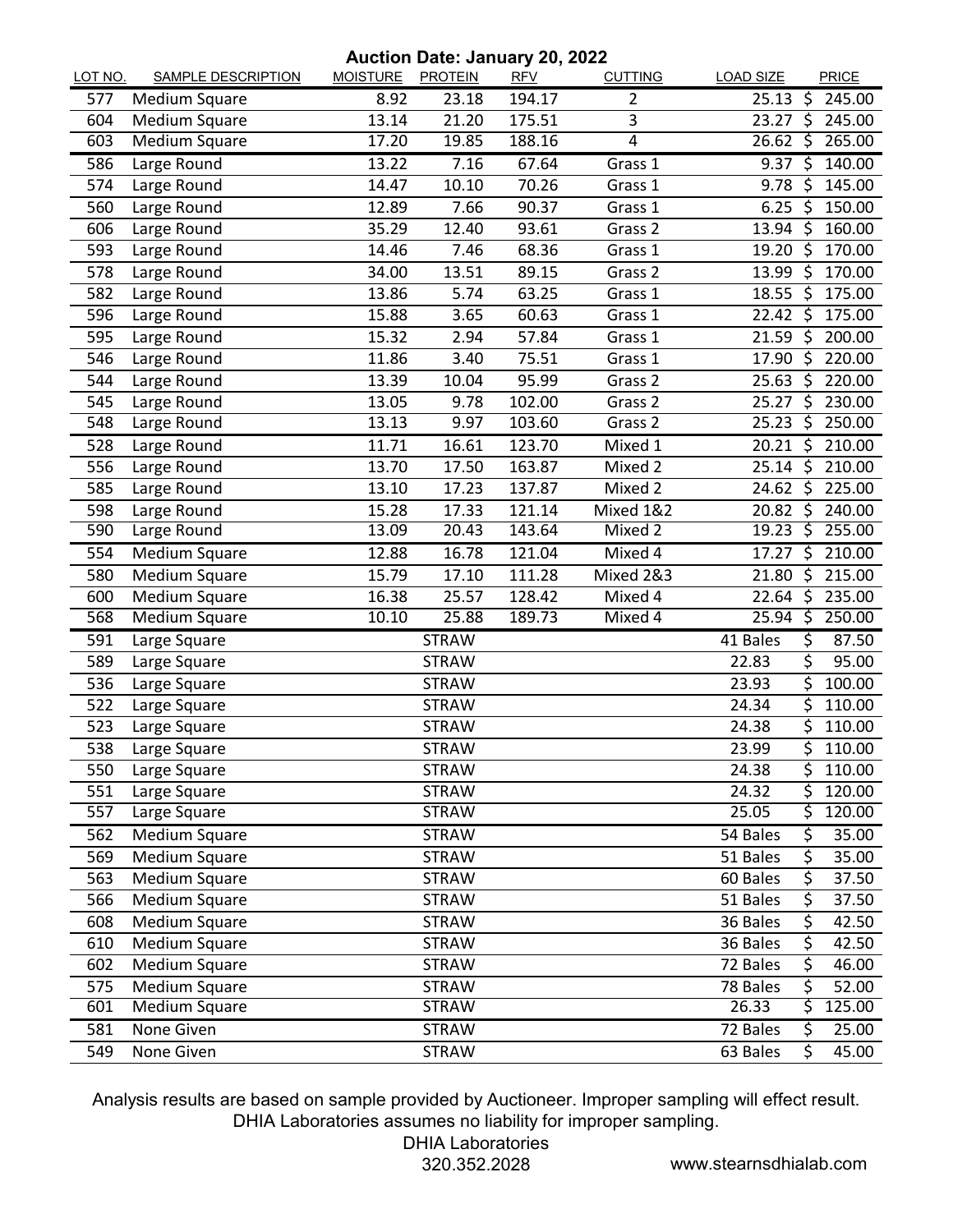**Auction Date: January 20, 2022**

| LOT NO. | SAMPLE DESCRIPTION | MOISTURE | PROTEIN | RFV | CUTTING | LOAD SIZE | PRICE |
|---|---|---|---|---|---|---|---|
| 577 | Medium Square | 8.92 | 23.18 | 194.17 | 2 | 25.13 | $ 245.00 |
| 604 | Medium Square | 13.14 | 21.20 | 175.51 | 3 | 23.27 | $ 245.00 |
| 603 | Medium Square | 17.20 | 19.85 | 188.16 | 4 | 26.62 | $ 265.00 |
| 586 | Large Round | 13.22 | 7.16 | 67.64 | Grass 1 | 9.37 | $ 140.00 |
| 574 | Large Round | 14.47 | 10.10 | 70.26 | Grass 1 | 9.78 | $ 145.00 |
| 560 | Large Round | 12.89 | 7.66 | 90.37 | Grass 1 | 6.25 | $ 150.00 |
| 606 | Large Round | 35.29 | 12.40 | 93.61 | Grass 2 | 13.94 | $ 160.00 |
| 593 | Large Round | 14.46 | 7.46 | 68.36 | Grass 1 | 19.20 | $ 170.00 |
| 578 | Large Round | 34.00 | 13.51 | 89.15 | Grass 2 | 13.99 | $ 170.00 |
| 582 | Large Round | 13.86 | 5.74 | 63.25 | Grass 1 | 18.55 | $ 175.00 |
| 596 | Large Round | 15.88 | 3.65 | 60.63 | Grass 1 | 22.42 | $ 175.00 |
| 595 | Large Round | 15.32 | 2.94 | 57.84 | Grass 1 | 21.59 | $ 200.00 |
| 546 | Large Round | 11.86 | 3.40 | 75.51 | Grass 1 | 17.90 | $ 220.00 |
| 544 | Large Round | 13.39 | 10.04 | 95.99 | Grass 2 | 25.63 | $ 220.00 |
| 545 | Large Round | 13.05 | 9.78 | 102.00 | Grass 2 | 25.27 | $ 230.00 |
| 548 | Large Round | 13.13 | 9.97 | 103.60 | Grass 2 | 25.23 | $ 250.00 |
| 528 | Large Round | 11.71 | 16.61 | 123.70 | Mixed 1 | 20.21 | $ 210.00 |
| 556 | Large Round | 13.70 | 17.50 | 163.87 | Mixed 2 | 25.14 | $ 210.00 |
| 585 | Large Round | 13.10 | 17.23 | 137.87 | Mixed 2 | 24.62 | $ 225.00 |
| 598 | Large Round | 15.28 | 17.33 | 121.14 | Mixed 1&2 | 20.82 | $ 240.00 |
| 590 | Large Round | 13.09 | 20.43 | 143.64 | Mixed 2 | 19.23 | $ 255.00 |
| 554 | Medium Square | 12.88 | 16.78 | 121.04 | Mixed 4 | 17.27 | $ 210.00 |
| 580 | Medium Square | 15.79 | 17.10 | 111.28 | Mixed 2&3 | 21.80 | $ 215.00 |
| 600 | Medium Square | 16.38 | 25.57 | 128.42 | Mixed 4 | 22.64 | $ 235.00 |
| 568 | Medium Square | 10.10 | 25.88 | 189.73 | Mixed 4 | 25.94 | $ 250.00 |
| 591 | Large Square | | STRAW | | | 41 Bales | $ 87.50 |
| 589 | Large Square | | STRAW | | | 22.83 | $ 95.00 |
| 536 | Large Square | | STRAW | | | 23.93 | $ 100.00 |
| 522 | Large Square | | STRAW | | | 24.34 | $ 110.00 |
| 523 | Large Square | | STRAW | | | 24.38 | $ 110.00 |
| 538 | Large Square | | STRAW | | | 23.99 | $ 110.00 |
| 550 | Large Square | | STRAW | | | 24.38 | $ 110.00 |
| 551 | Large Square | | STRAW | | | 24.32 | $ 120.00 |
| 557 | Large Square | | STRAW | | | 25.05 | $ 120.00 |
| 562 | Medium Square | | STRAW | | | 54 Bales | $ 35.00 |
| 569 | Medium Square | | STRAW | | | 51 Bales | $ 35.00 |
| 563 | Medium Square | | STRAW | | | 60 Bales | $ 37.50 |
| 566 | Medium Square | | STRAW | | | 51 Bales | $ 37.50 |
| 608 | Medium Square | | STRAW | | | 36 Bales | $ 42.50 |
| 610 | Medium Square | | STRAW | | | 36 Bales | $ 42.50 |
| 602 | Medium Square | | STRAW | | | 72 Bales | $ 46.00 |
| 575 | Medium Square | | STRAW | | | 78 Bales | $ 52.00 |
| 601 | Medium Square | | STRAW | | | 26.33 | $ 125.00 |
| 581 | None Given | | STRAW | | | 72 Bales | $ 25.00 |
| 549 | None Given | | STRAW | | | 63 Bales | $ 45.00 |

Analysis results are based on sample provided by Auctioneer. Improper sampling will effect result. DHIA Laboratories assumes no liability for improper sampling.

DHIA Laboratories
320.352.2028

www.stearnsdhialab.com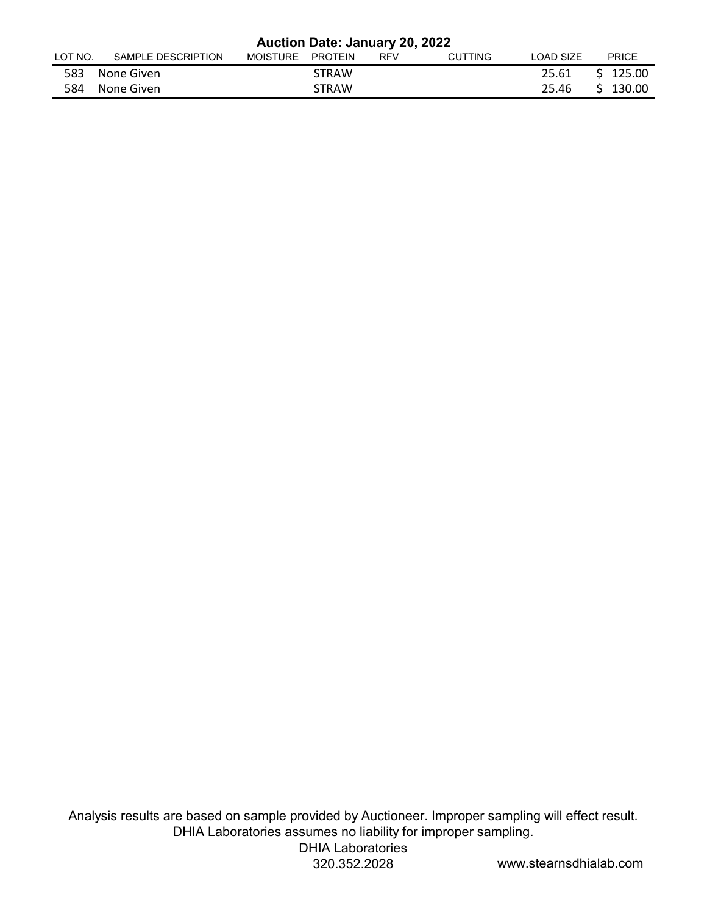**Auction Date: January 20, 2022**

| LOT NO. | SAMPLE DESCRIPTION | MOISTURE | PROTEIN | RFV | CUTTING | LOAD SIZE | PRICE |
|---|---|---|---|---|---|---|---|
| 583 | None Given | | STRAW | | | 25.61 | $ 125.00 |
| 584 | None Given | | STRAW | | | 25.46 | $ 130.00 |

Analysis results are based on sample provided by Auctioneer. Improper sampling will effect result.
DHIA Laboratories assumes no liability for improper sampling.

DHIA Laboratories
320.352.2028 www.stearnsdhialab.com